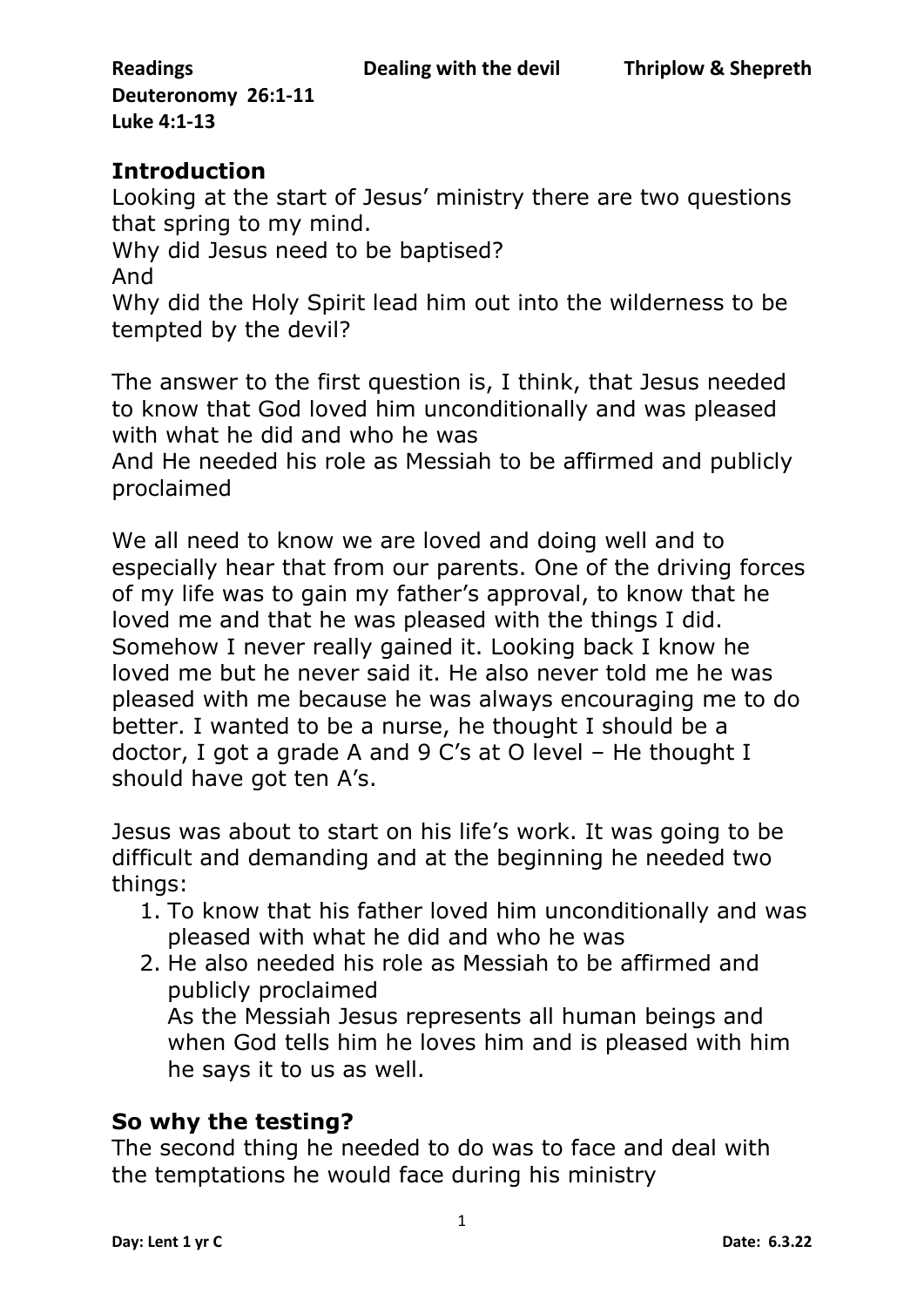**Readings** **Dealing with the devil** **Thriplow & Shepreth**
**Deuteronomy 26:1-11**
**Luke 4:1-13**

## Introduction

Looking at the start of Jesus' ministry there are two questions that spring to my mind.
Why did Jesus need to be baptised?
And
Why did the Holy Spirit lead him out into the wilderness to be tempted by the devil?

The answer to the first question is, I think, that Jesus needed to know that God loved him unconditionally and was pleased with what he did and who he was
And He needed his role as Messiah to be affirmed and publicly proclaimed

We all need to know we are loved and doing well and to especially hear that from our parents. One of the driving forces of my life was to gain my father's approval, to know that he loved me and that he was pleased with the things I did. Somehow I never really gained it. Looking back I know he loved me but he never said it. He also never told me he was pleased with me because he was always encouraging me to do better. I wanted to be a nurse, he thought I should be a doctor, I got a grade A and 9 C's at O level – He thought I should have got ten A's.

Jesus was about to start on his life's work. It was going to be difficult and demanding and at the beginning he needed two things:

1. To know that his father loved him unconditionally and was pleased with what he did and who he was
2. He also needed his role as Messiah to be affirmed and publicly proclaimed
   As the Messiah Jesus represents all human beings and when God tells him he loves him and is pleased with him he says it to us as well.

## So why the testing?

The second thing he needed to do was to face and deal with the temptations he would face during his ministry

**Day: Lent 1 yr C** **Date: 6.3.22**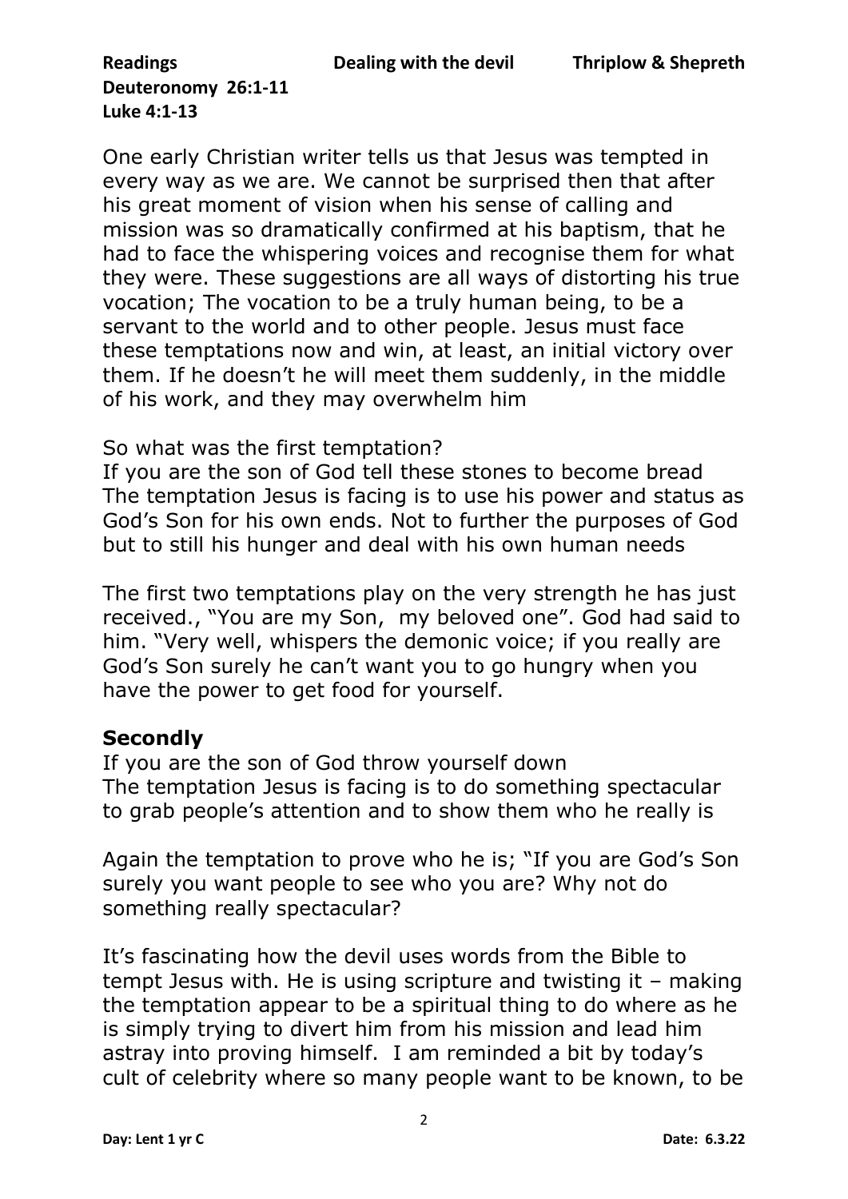**Readings** **Dealing with the devil** **Thriplow & Shepreth**
**Deuteronomy 26:1-11**
**Luke 4:1-13**

One early Christian writer tells us that Jesus was tempted in every way as we are. We cannot be surprised then that after his great moment of vision when his sense of calling and mission was so dramatically confirmed at his baptism, that he had to face the whispering voices and recognise them for what they were. These suggestions are all ways of distorting his true vocation; The vocation to be a truly human being, to be a servant to the world and to other people. Jesus must face these temptations now and win, at least, an initial victory over them. If he doesn't he will meet them suddenly, in the middle of his work, and they may overwhelm him

So what was the first temptation?
If you are the son of God tell these stones to become bread
The temptation Jesus is facing is to use his power and status as God's Son for his own ends. Not to further the purposes of God but to still his hunger and deal with his own human needs

The first two temptations play on the very strength he has just received., "You are my Son, my beloved one". God had said to him. "Very well, whispers the demonic voice; if you really are God's Son surely he can't want you to go hungry when you have the power to get food for yourself.

### Secondly

If you are the son of God throw yourself down
The temptation Jesus is facing is to do something spectacular to grab people's attention and to show them who he really is

Again the temptation to prove who he is; "If you are God's Son surely you want people to see who you are? Why not do something really spectacular?

It's fascinating how the devil uses words from the Bible to tempt Jesus with. He is using scripture and twisting it – making the temptation appear to be a spiritual thing to do where as he is simply trying to divert him from his mission and lead him astray into proving himself. I am reminded a bit by today's cult of celebrity where so many people want to be known, to be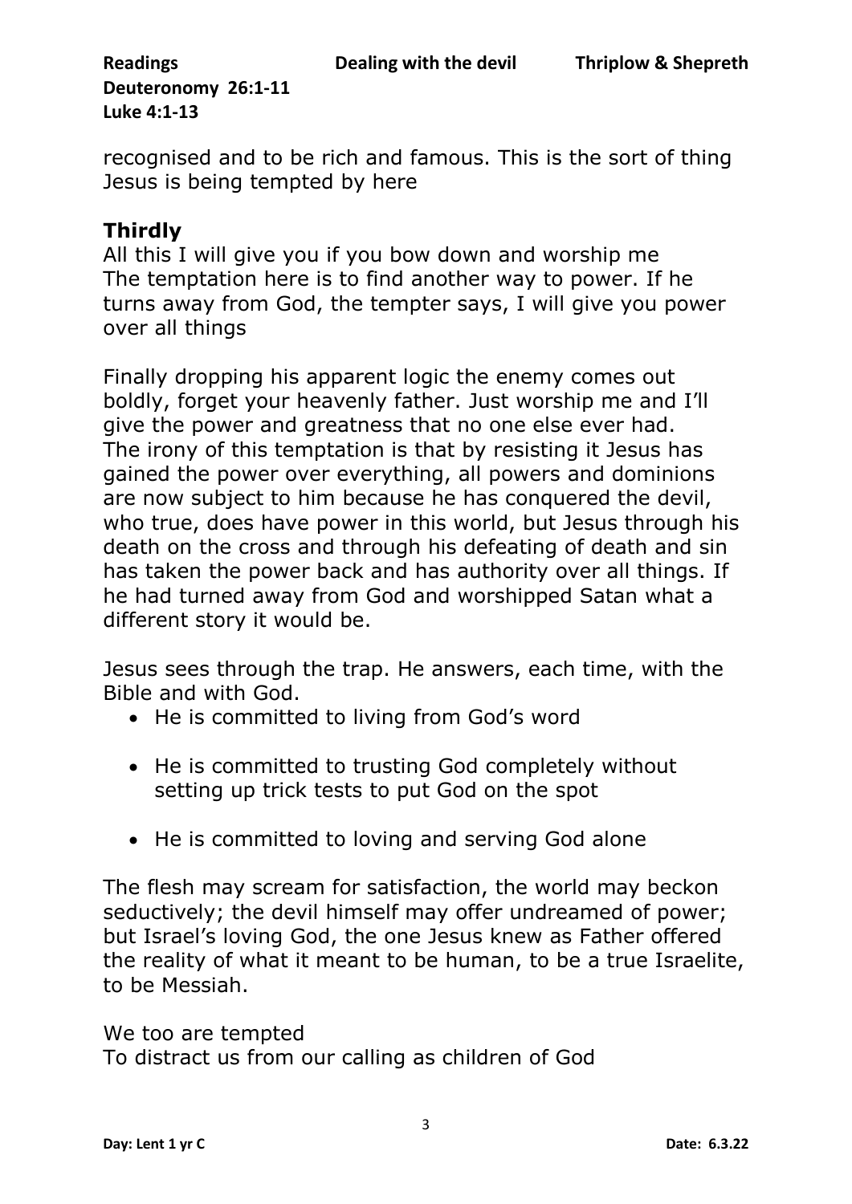recognised and to be rich and famous. This is the sort of thing Jesus is being tempted by here

### Thirdly

All this I will give you if you bow down and worship me
The temptation here is to find another way to power. If he turns away from God, the tempter says, I will give you power over all things

Finally dropping his apparent logic the enemy comes out boldly, forget your heavenly father. Just worship me and I'll give the power and greatness that no one else ever had. The irony of this temptation is that by resisting it Jesus has gained the power over everything, all powers and dominions are now subject to him because he has conquered the devil, who true, does have power in this world, but Jesus through his death on the cross and through his defeating of death and sin has taken the power back and has authority over all things. If he had turned away from God and worshipped Satan what a different story it would be.

Jesus sees through the trap. He answers, each time, with the Bible and with God.

- He is committed to living from God's word
- He is committed to trusting God completely without setting up trick tests to put God on the spot
- He is committed to loving and serving God alone

The flesh may scream for satisfaction, the world may beckon seductively; the devil himself may offer undreamed of power; but Israel's loving God, the one Jesus knew as Father offered the reality of what it meant to be human, to be a true Israelite, to be Messiah.

We too are tempted
To distract us from our calling as children of God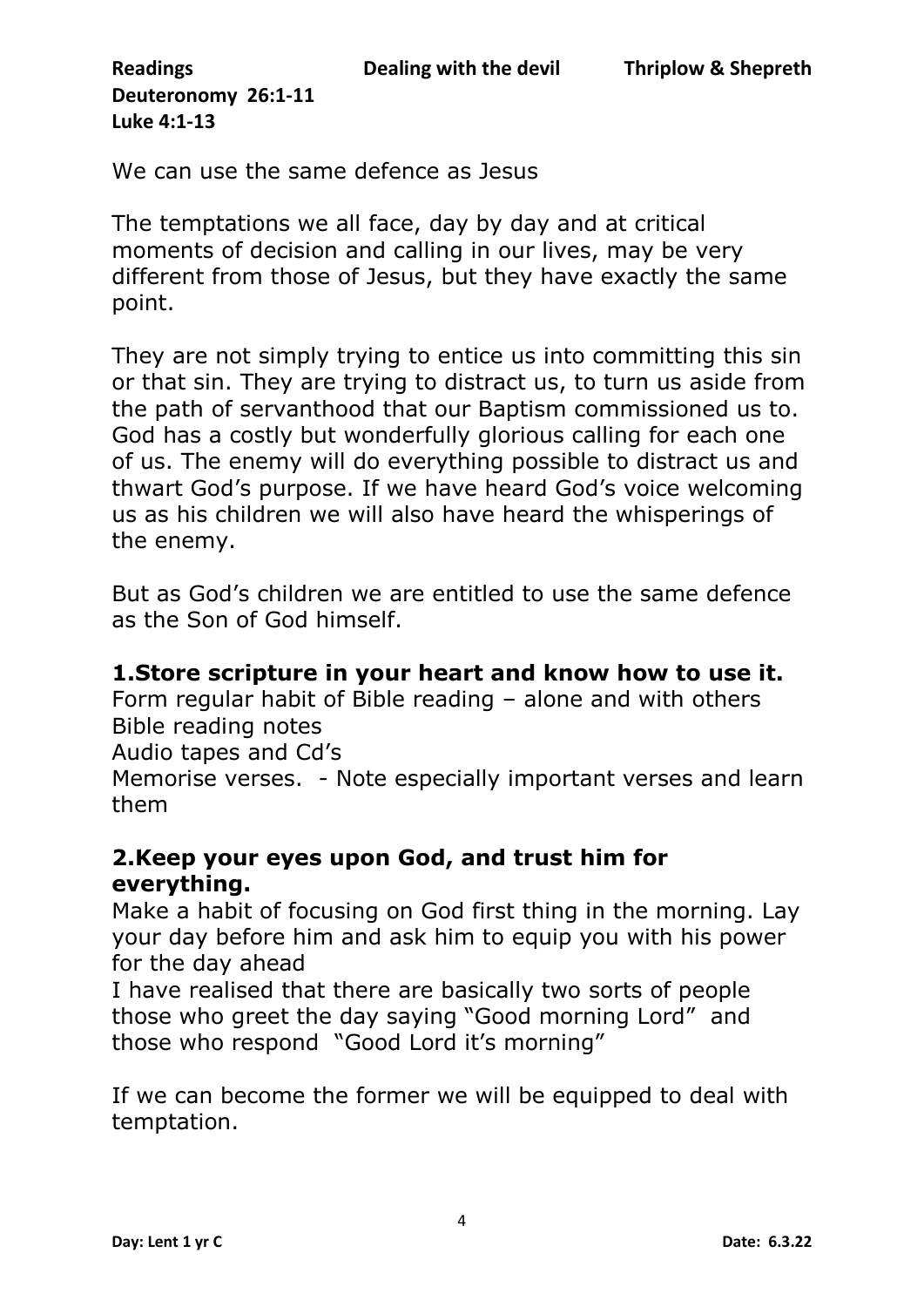**Readings** **Dealing with the devil** **Thriplow & Shepreth**
**Deuteronomy 26:1-11**
**Luke 4:1-13**

We can use the same defence as Jesus

The temptations we all face, day by day and at critical moments of decision and calling in our lives, may be very different from those of Jesus, but they have exactly the same point.

They are not simply trying to entice us into committing this sin or that sin. They are trying to distract us, to turn us aside from the path of servanthood that our Baptism commissioned us to. God has a costly but wonderfully glorious calling for each one of us. The enemy will do everything possible to distract us and thwart God's purpose. If we have heard God's voice welcoming us as his children we will also have heard the whisperings of the enemy.

But as God's children we are entitled to use the same defence as the Son of God himself.

## 1.Store scripture in your heart and know how to use it.

Form regular habit of Bible reading – alone and with others
Bible reading notes
Audio tapes and Cd's
Memorise verses. - Note especially important verses and learn them

## 2.Keep your eyes upon God, and trust him for everything.

Make a habit of focusing on God first thing in the morning. Lay your day before him and ask him to equip you with his power for the day ahead
I have realised that there are basically two sorts of people those who greet the day saying "Good morning Lord" and those who respond "Good Lord it's morning"

If we can become the former we will be equipped to deal with temptation.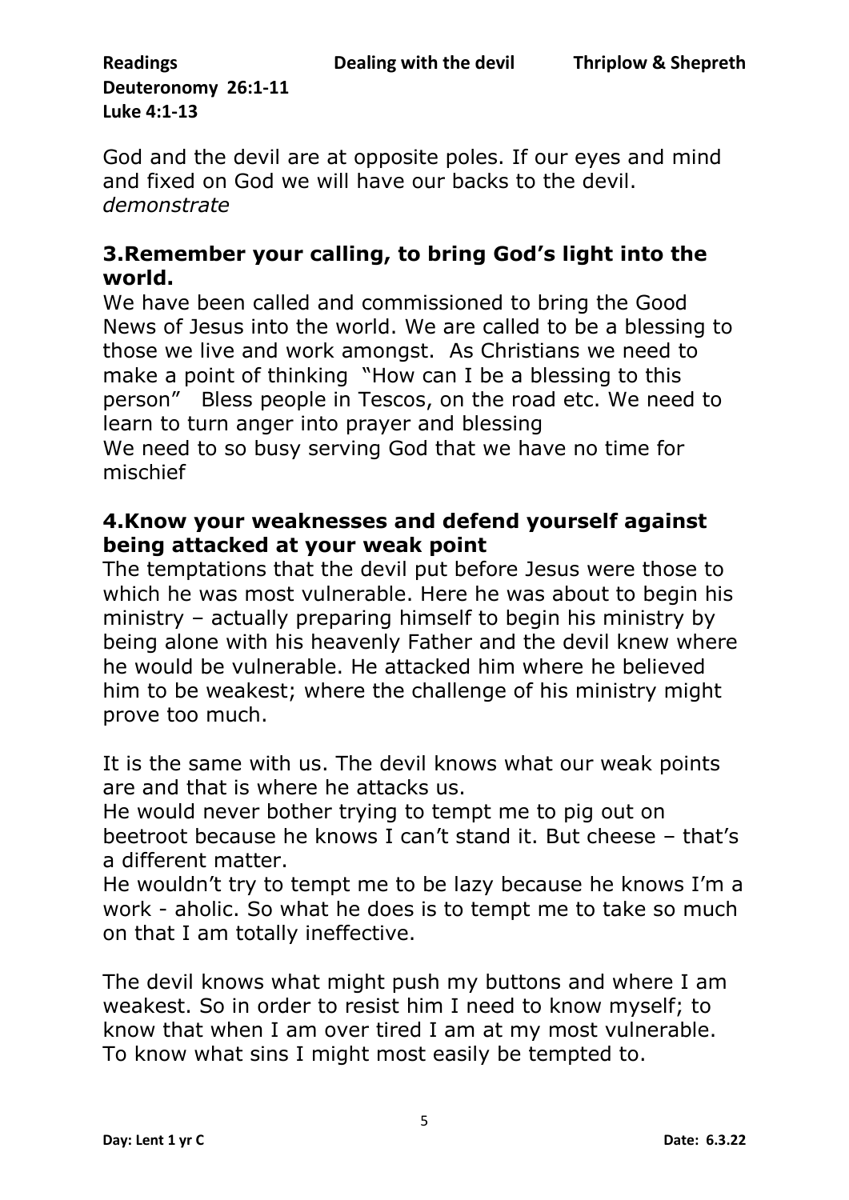God and the devil are at opposite poles. If our eyes and mind and fixed on God we will have our backs to the devil. *demonstrate*

### 3.Remember your calling, to bring God's light into the world.

We have been called and commissioned to bring the Good News of Jesus into the world. We are called to be a blessing to those we live and work amongst. As Christians we need to make a point of thinking "How can I be a blessing to this person" Bless people in Tescos, on the road etc. We need to learn to turn anger into prayer and blessing
We need to so busy serving God that we have no time for mischief

### 4.Know your weaknesses and defend yourself against being attacked at your weak point

The temptations that the devil put before Jesus were those to which he was most vulnerable. Here he was about to begin his ministry – actually preparing himself to begin his ministry by being alone with his heavenly Father and the devil knew where he would be vulnerable. He attacked him where he believed him to be weakest; where the challenge of his ministry might prove too much.

It is the same with us. The devil knows what our weak points are and that is where he attacks us.
He would never bother trying to tempt me to pig out on beetroot because he knows I can't stand it. But cheese – that's a different matter.
He wouldn't try to tempt me to be lazy because he knows I'm a work - aholic. So what he does is to tempt me to take so much on that I am totally ineffective.

The devil knows what might push my buttons and where I am weakest. So in order to resist him I need to know myself; to know that when I am over tired I am at my most vulnerable. To know what sins I might most easily be tempted to.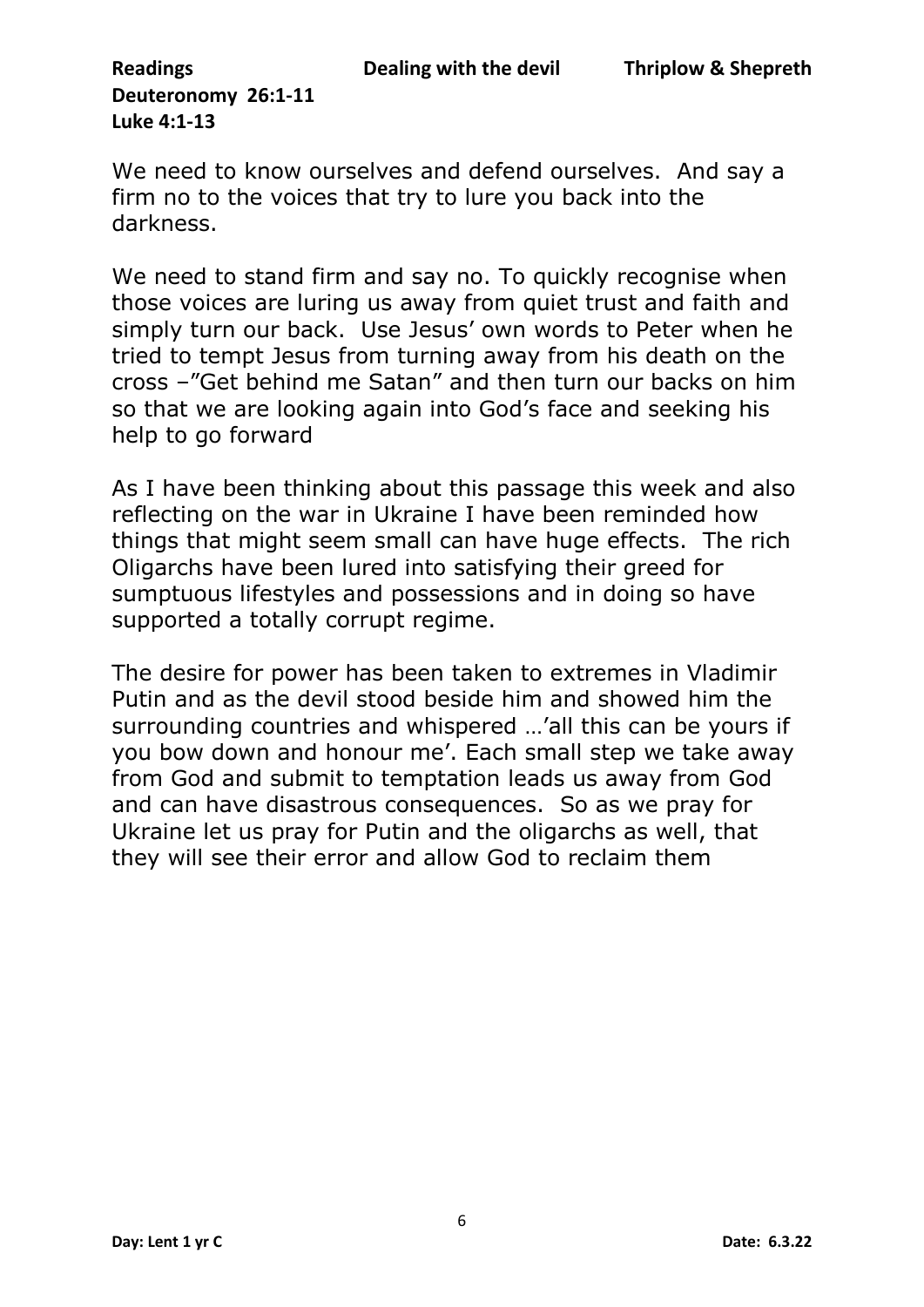We need to know ourselves and defend ourselves. And say a firm no to the voices that try to lure you back into the darkness.

We need to stand firm and say no. To quickly recognise when those voices are luring us away from quiet trust and faith and simply turn our back. Use Jesus' own words to Peter when he tried to tempt Jesus from turning away from his death on the cross –"Get behind me Satan" and then turn our backs on him so that we are looking again into God's face and seeking his help to go forward

As I have been thinking about this passage this week and also reflecting on the war in Ukraine I have been reminded how things that might seem small can have huge effects. The rich Oligarchs have been lured into satisfying their greed for sumptuous lifestyles and possessions and in doing so have supported a totally corrupt regime.

The desire for power has been taken to extremes in Vladimir Putin and as the devil stood beside him and showed him the surrounding countries and whispered …'all this can be yours if you bow down and honour me'. Each small step we take away from God and submit to temptation leads us away from God and can have disastrous consequences. So as we pray for Ukraine let us pray for Putin and the oligarchs as well, that they will see their error and allow God to reclaim them